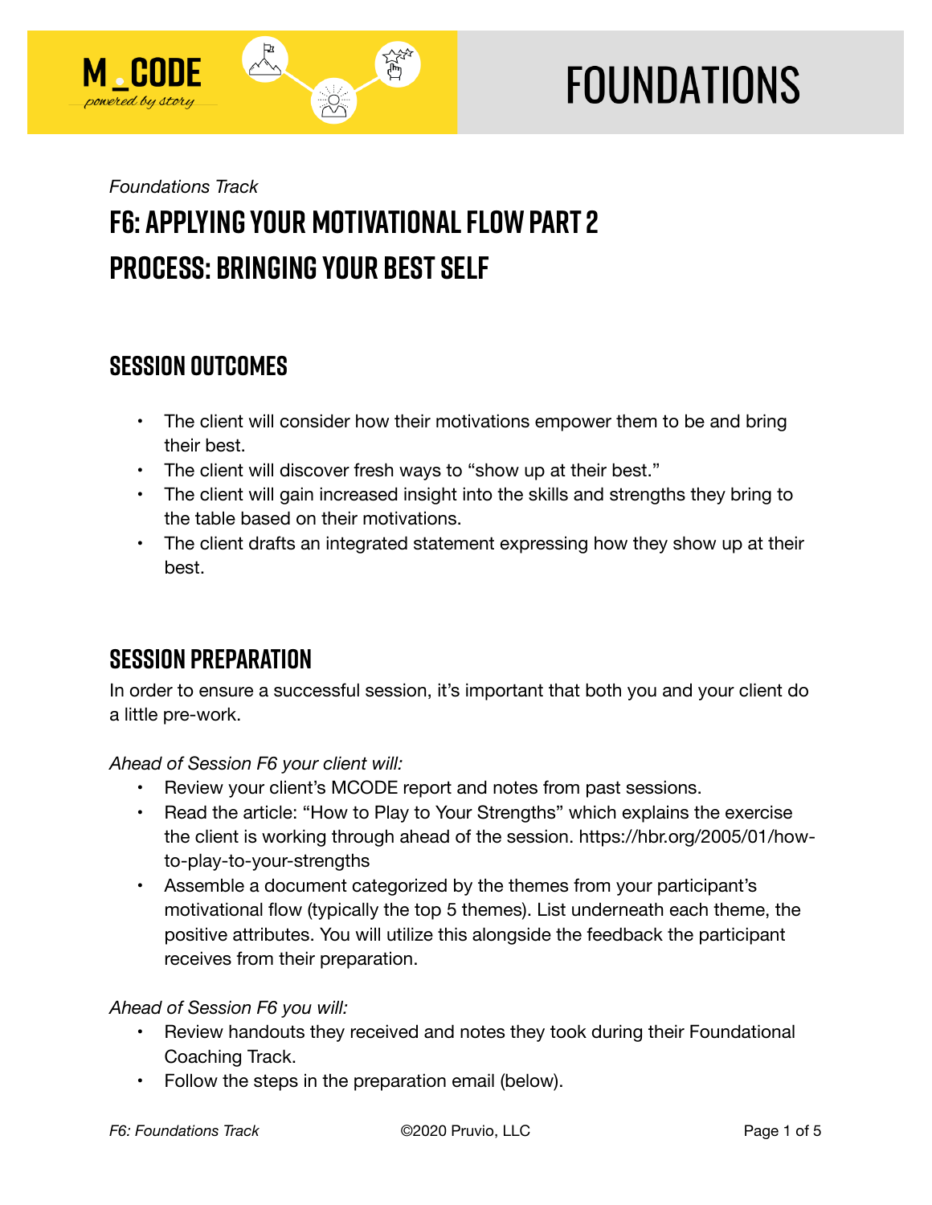# FOUNDATIONS

*Foundations Track*

# F6: APPLYING YOUR MOTIVATIONAL FLOW PART 2
# PROCESS: BRINGING YOUR BEST SELF

## SESSION OUTCOMES

- The client will consider how their motivations empower them to be and bring their best.
- The client will discover fresh ways to "show up at their best."
- The client will gain increased insight into the skills and strengths they bring to the table based on their motivations.
- The client drafts an integrated statement expressing how they show up at their best.

## SESSION PREPARATION

In order to ensure a successful session, it's important that both you and your client do a little pre-work.

*Ahead of Session F6 your client will:*

- Review your client's MCODE report and notes from past sessions.
- Read the article: "How to Play to Your Strengths" which explains the exercise the client is working through ahead of the session. https://hbr.org/2005/01/how-to-play-to-your-strengths
- Assemble a document categorized by the themes from your participant's motivational flow (typically the top 5 themes). List underneath each theme, the positive attributes. You will utilize this alongside the feedback the participant receives from their preparation.

*Ahead of Session F6 you will:*

- Review handouts they received and notes they took during their Foundational Coaching Track.
- Follow the steps in the preparation email (below).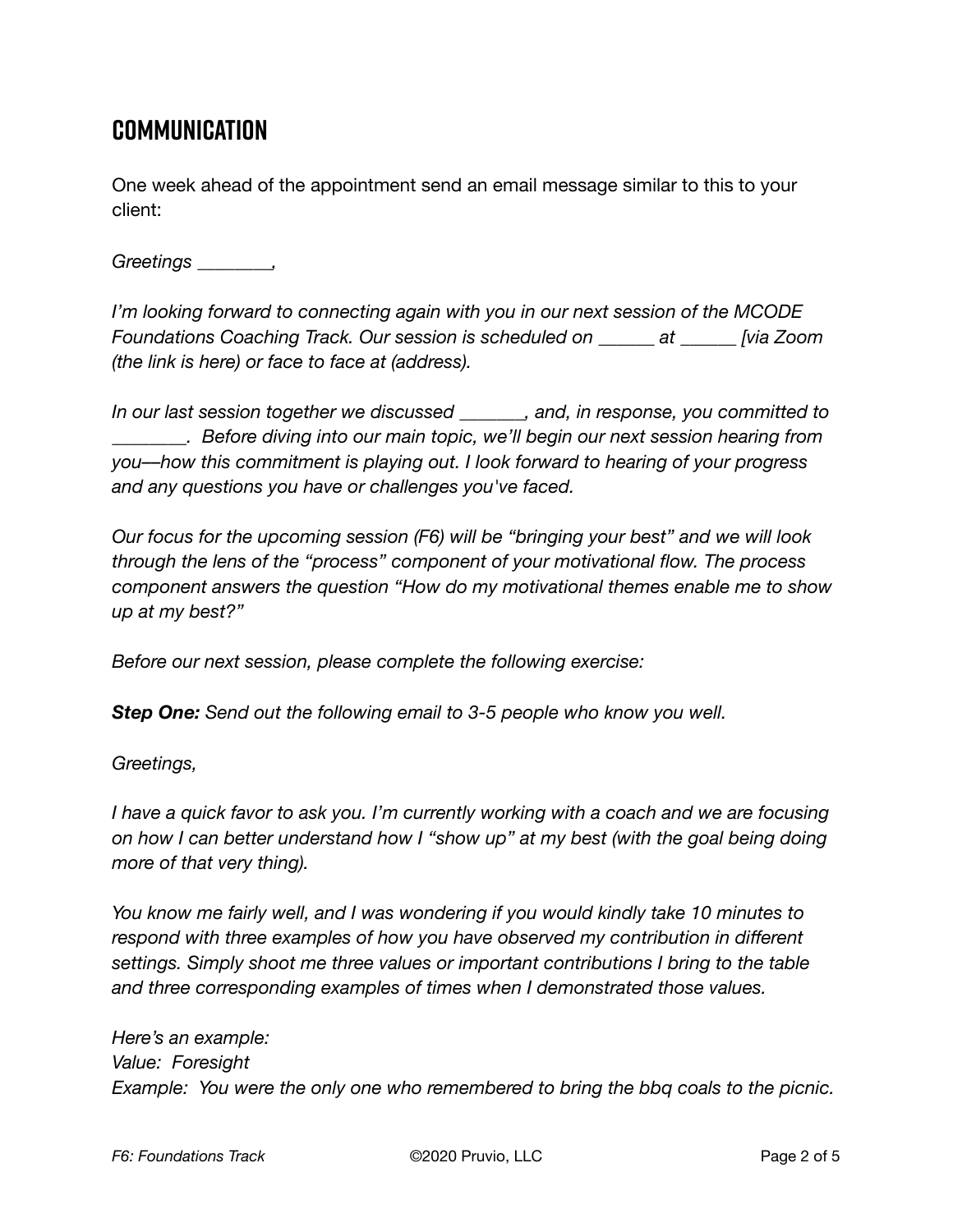## COMMUNICATION

One week ahead of the appointment send an email message similar to this to your client:

*Greetings ________,*

*I'm looking forward to connecting again with you in our next session of the MCODE Foundations Coaching Track. Our session is scheduled on ______ at ______ [via Zoom (the link is here) or face to face at (address).*

*In our last session together we discussed _______, and, in response, you committed to ________. Before diving into our main topic, we'll begin our next session hearing from you—how this commitment is playing out. I look forward to hearing of your progress and any questions you have or challenges you've faced.*

*Our focus for the upcoming session (F6) will be "bringing your best" and we will look through the lens of the "process" component of your motivational flow. The process component answers the question "How do my motivational themes enable me to show up at my best?"*

*Before our next session, please complete the following exercise:*

***Step One:** Send out the following email to 3-5 people who know you well.*

*Greetings,*

*I have a quick favor to ask you. I'm currently working with a coach and we are focusing on how I can better understand how I "show up" at my best (with the goal being doing more of that very thing).*

*You know me fairly well, and I was wondering if you would kindly take 10 minutes to respond with three examples of how you have observed my contribution in different settings. Simply shoot me three values or important contributions I bring to the table and three corresponding examples of times when I demonstrated those values.*

*Here's an example:*
*Value: Foresight*
*Example: You were the only one who remembered to bring the bbq coals to the picnic.*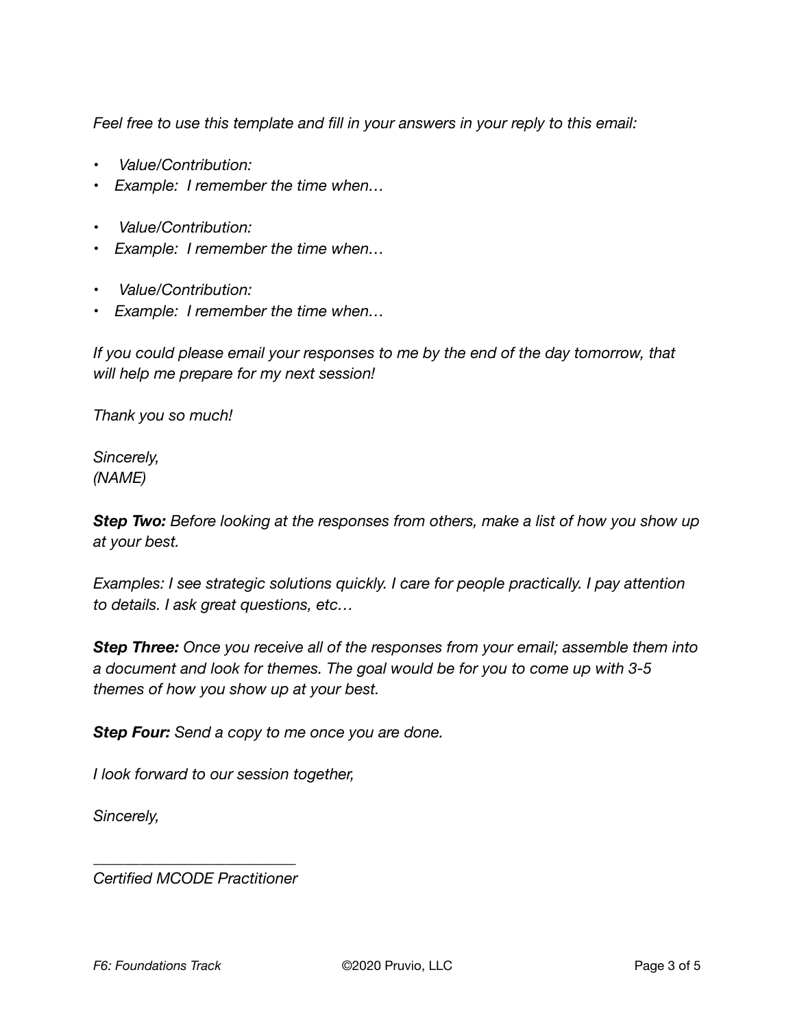*Feel free to use this template and fill in your answers in your reply to this email:*

- *Value/Contribution:*
- *Example: I remember the time when…*

- *Value/Contribution:*
- *Example: I remember the time when…*

- *Value/Contribution:*
- *Example: I remember the time when…*

*If you could please email your responses to me by the end of the day tomorrow, that will help me prepare for my next session!*

*Thank you so much!*

*Sincerely,*
*(NAME)*

***Step Two:*** *Before looking at the responses from others, make a list of how you show up at your best.*

*Examples: I see strategic solutions quickly. I care for people practically. I pay attention to details. I ask great questions, etc…*

***Step Three:*** *Once you receive all of the responses from your email; assemble them into a document and look for themes. The goal would be for you to come up with 3-5 themes of how you show up at your best.*

***Step Four:*** *Send a copy to me once you are done.*

*I look forward to our session together,*

*Sincerely,*

*_________________________*
*Certified MCODE Practitioner*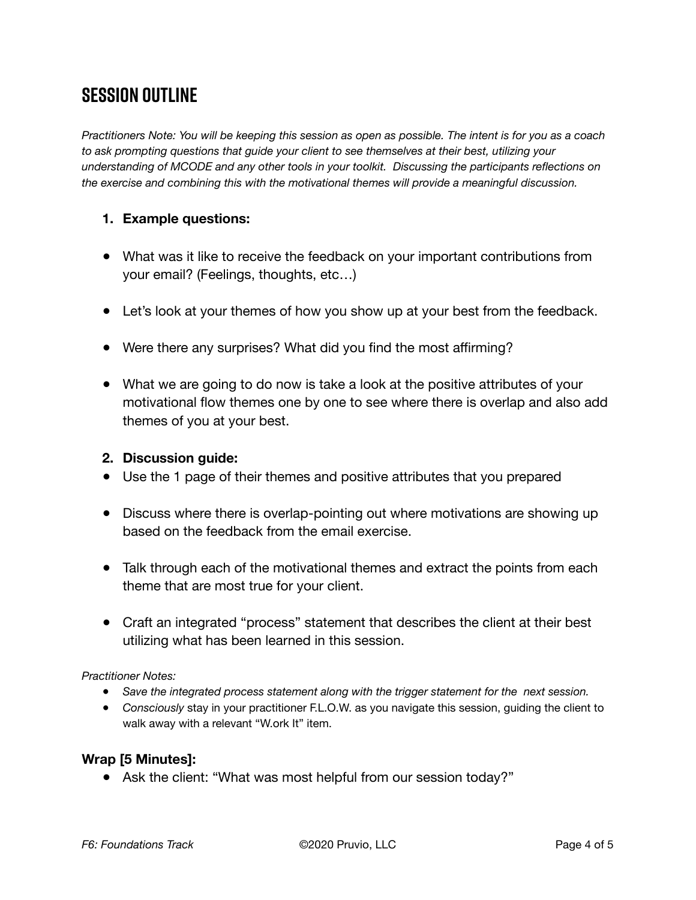# SESSION OUTLINE

*Practitioners Note: You will be keeping this session as open as possible. The intent is for you as a coach to ask prompting questions that guide your client to see themselves at their best, utilizing your understanding of MCODE and any other tools in your toolkit. Discussing the participants reflections on the exercise and combining this with the motivational themes will provide a meaningful discussion.*

1. **Example questions:**

- What was it like to receive the feedback on your important contributions from your email? (Feelings, thoughts, etc…)
- Let's look at your themes of how you show up at your best from the feedback.
- Were there any surprises? What did you find the most affirming?
- What we are going to do now is take a look at the positive attributes of your motivational flow themes one by one to see where there is overlap and also add themes of you at your best.

2. **Discussion guide:**

- Use the 1 page of their themes and positive attributes that you prepared
- Discuss where there is overlap-pointing out where motivations are showing up based on the feedback from the email exercise.
- Talk through each of the motivational themes and extract the points from each theme that are most true for your client.
- Craft an integrated "process" statement that describes the client at their best utilizing what has been learned in this session.

*Practitioner Notes:*

- *Save the integrated process statement along with the trigger statement for the next session.*
- *Consciously* stay in your practitioner F.L.O.W. as you navigate this session, guiding the client to walk away with a relevant "W.ork It" item.

**Wrap [5 Minutes]:**

- Ask the client: "What was most helpful from our session today?"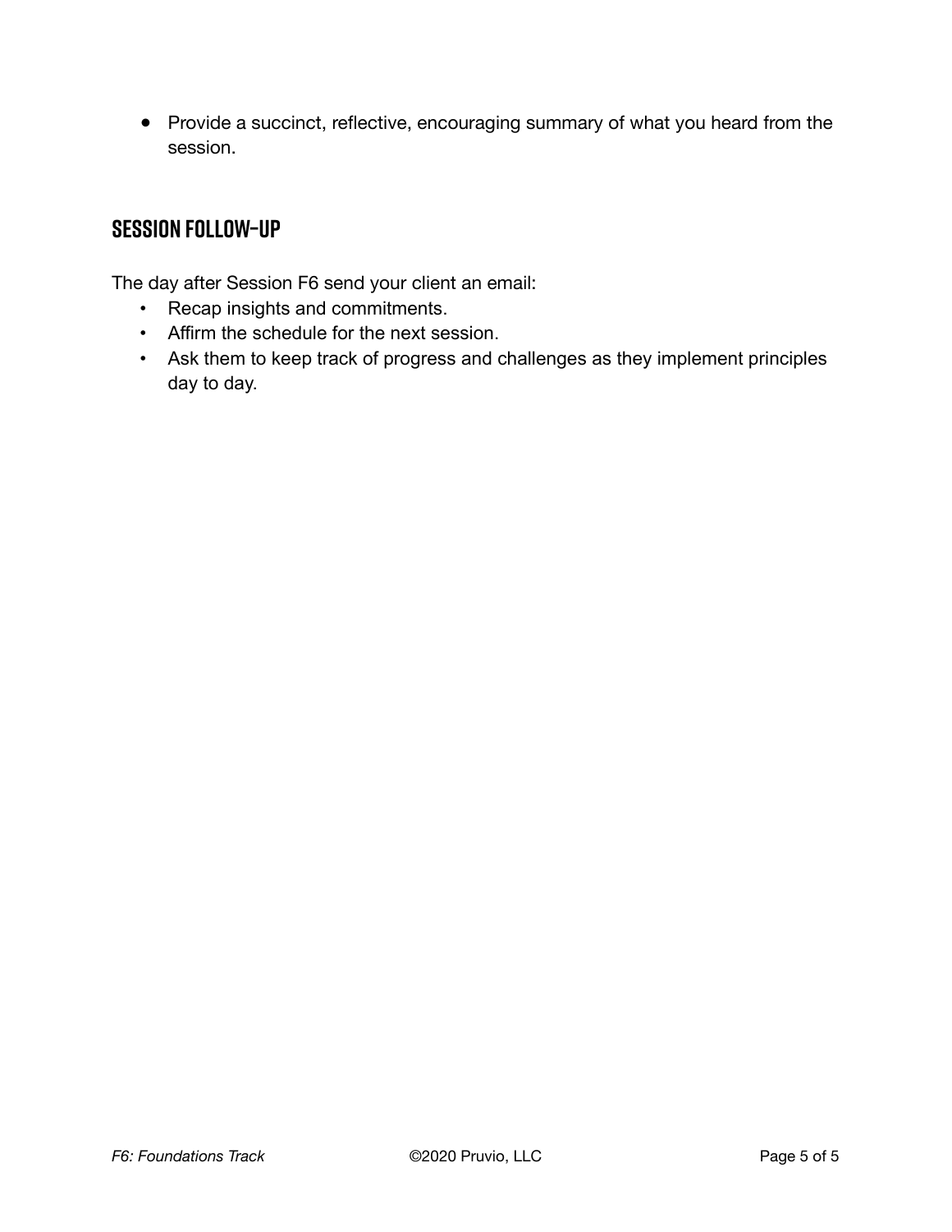- Provide a succinct, reflective, encouraging summary of what you heard from the session.

## Session Follow-Up

The day after Session F6 send your client an email:

- Recap insights and commitments.
- Affirm the schedule for the next session.
- Ask them to keep track of progress and challenges as they implement principles day to day.